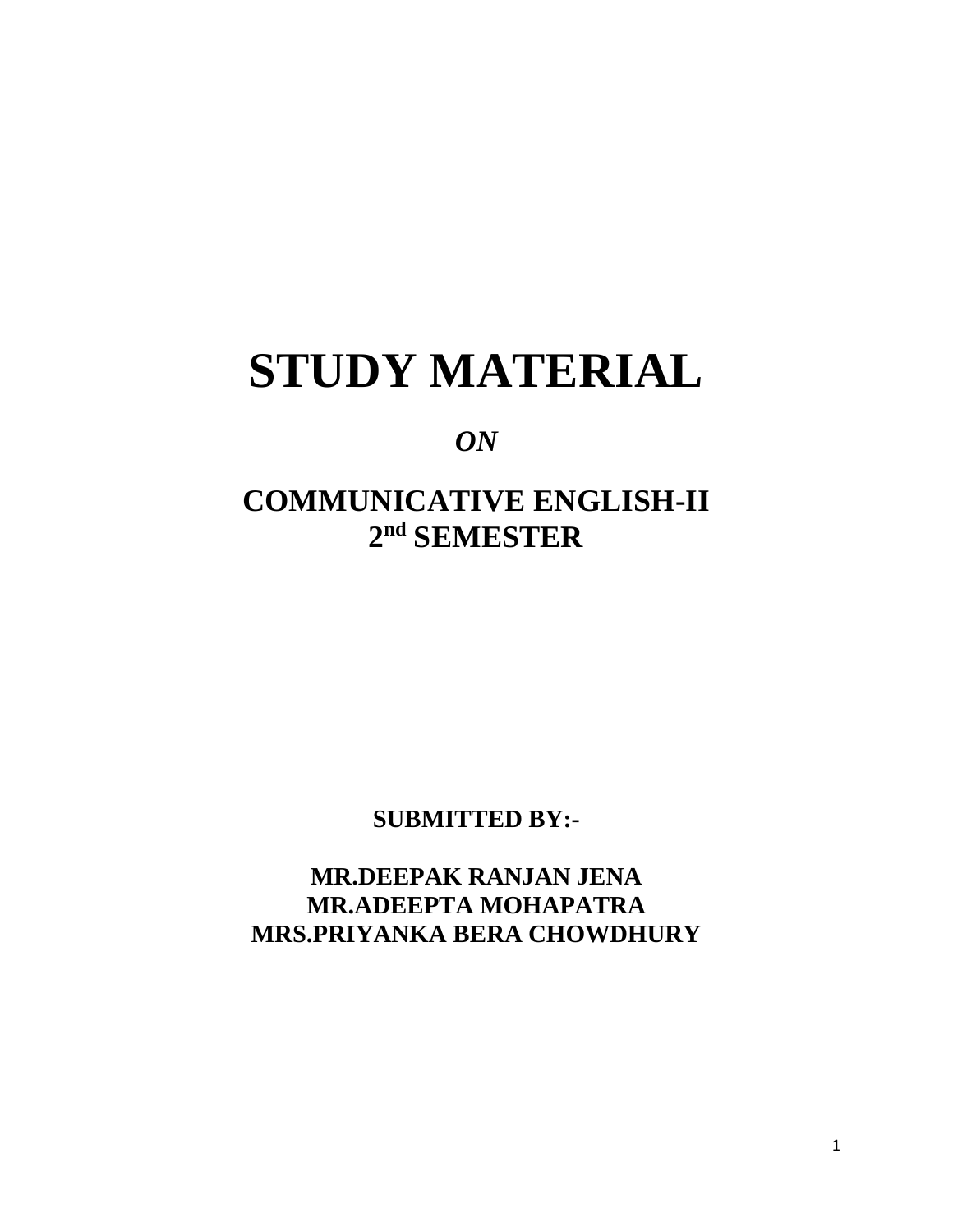# STUDY MATERIAL

***ON***

## COMMUNICATIVE ENGLISH-II
## 2nd SEMESTER

**SUBMITTED BY:-**

**MR.DEEPAK RANJAN JENA**
**MR.ADEEPTA MOHAPATRA**
**MRS.PRIYANKA BERA CHOWDHURY**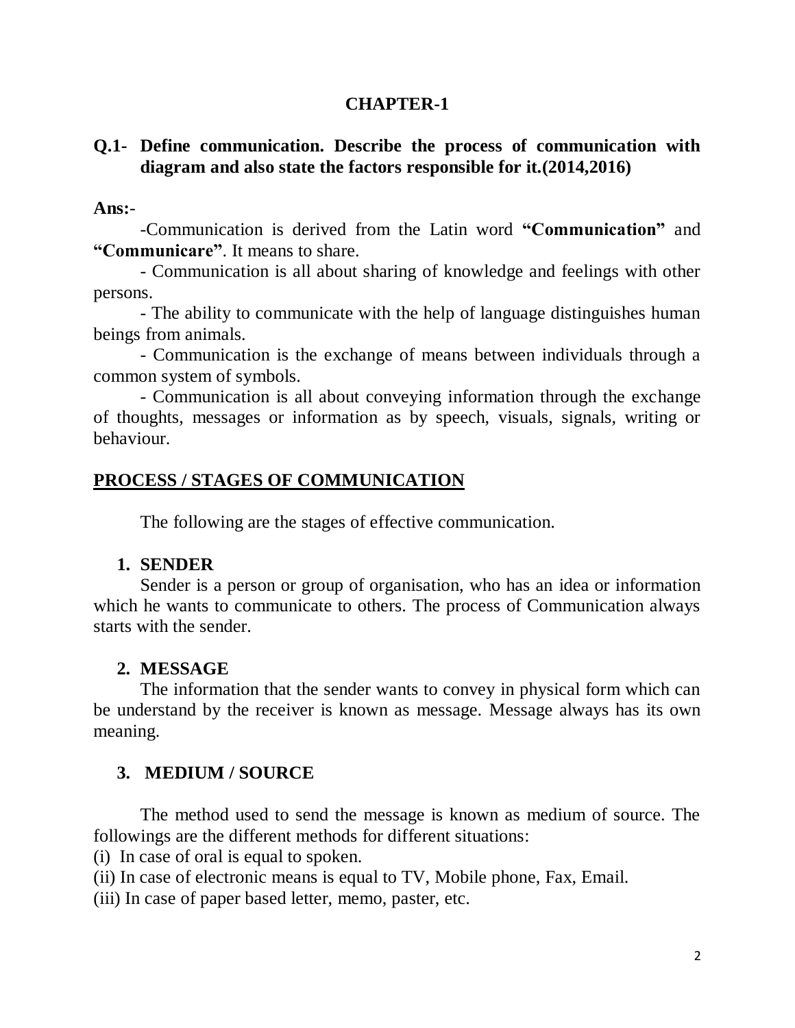# CHAPTER-1

## Q.1- Define communication. Describe the process of communication with diagram and also state the factors responsible for it.(2014,2016)

**Ans:**-

-Communication is derived from the Latin word **"Communication"** and **"Communicare"**. It means to share.

- Communication is all about sharing of knowledge and feelings with other persons.

- The ability to communicate with the help of language distinguishes human beings from animals.

- Communication is the exchange of means between individuals through a common system of symbols.

- Communication is all about conveying information through the exchange of thoughts, messages or information as by speech, visuals, signals, writing or behaviour.

## <u>PROCESS / STAGES OF COMMUNICATION</u>

The following are the stages of effective communication.

1. **SENDER**

   Sender is a person or group of organisation, who has an idea or information which he wants to communicate to others. The process of Communication always starts with the sender.

2. **MESSAGE**

   The information that the sender wants to convey in physical form which can be understand by the receiver is known as message. Message always has its own meaning.

3. **MEDIUM / SOURCE**

   The method used to send the message is known as medium of source. The followings are the different methods for different situations:

(i) In case of oral is equal to spoken.
(ii) In case of electronic means is equal to TV, Mobile phone, Fax, Email.
(iii) In case of paper based letter, memo, paster, etc.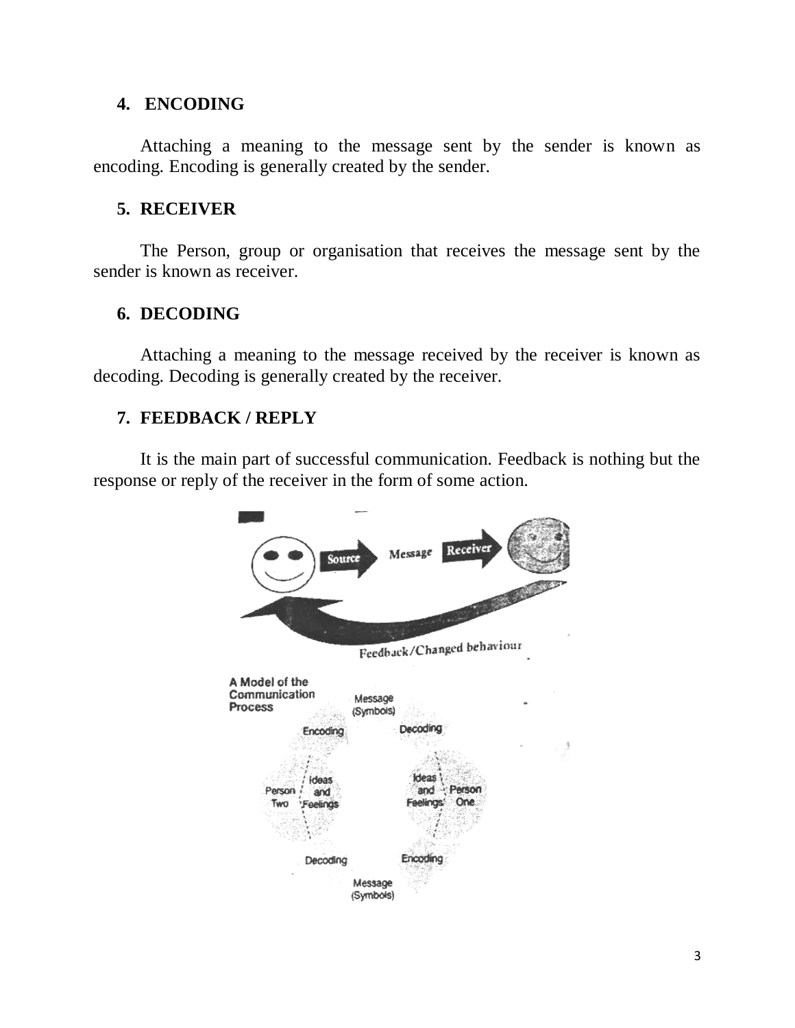### 4. ENCODING

Attaching a meaning to the message sent by the sender is known as encoding. Encoding is generally created by the sender.

### 5. RECEIVER

The Person, group or organisation that receives the message sent by the sender is known as receiver.

### 6. DECODING

Attaching a meaning to the message received by the receiver is known as decoding. Decoding is generally created by the receiver.

### 7. FEEDBACK / REPLY

It is the main part of successful communication. Feedback is nothing but the response or reply of the receiver in the form of some action.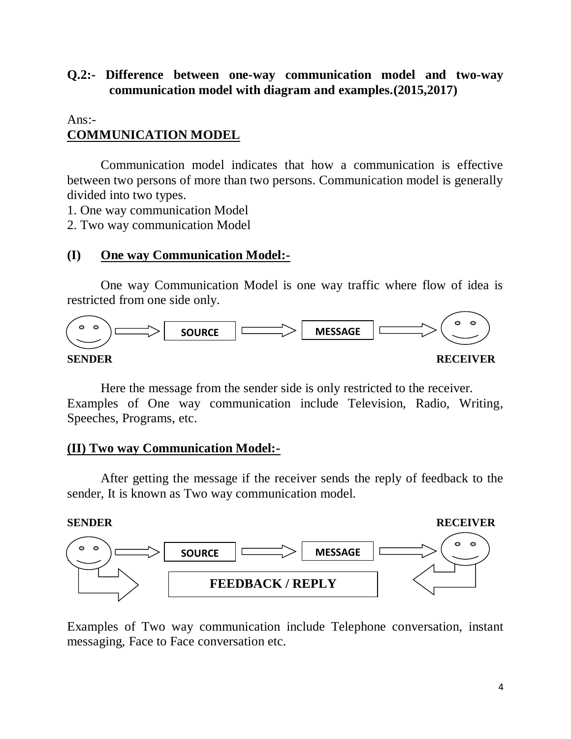**Q.2:- Difference between one-way communication model and two-way communication model with diagram and examples.(2015,2017)**

Ans:-

## COMMUNICATION MODEL

Communication model indicates that how a communication is effective between two persons of more than two persons. Communication model is generally divided into two types.

1. One way communication Model
2. Two way communication Model

### (I) One way Communication Model:-

One way Communication Model is one way traffic where flow of idea is restricted from one side only.

SENDER → SOURCE → MESSAGE → RECEIVER

Here the message from the sender side is only restricted to the receiver. Examples of One way communication include Television, Radio, Writing, Speeches, Programs, etc.

### (II) Two way Communication Model:-

After getting the message if the receiver sends the reply of feedback to the sender, It is known as Two way communication model.

SENDER → SOURCE → MESSAGE → RECEIVER

RECEIVER → FEEDBACK / REPLY → SENDER

Examples of Two way communication include Telephone conversation, instant messaging, Face to Face conversation etc.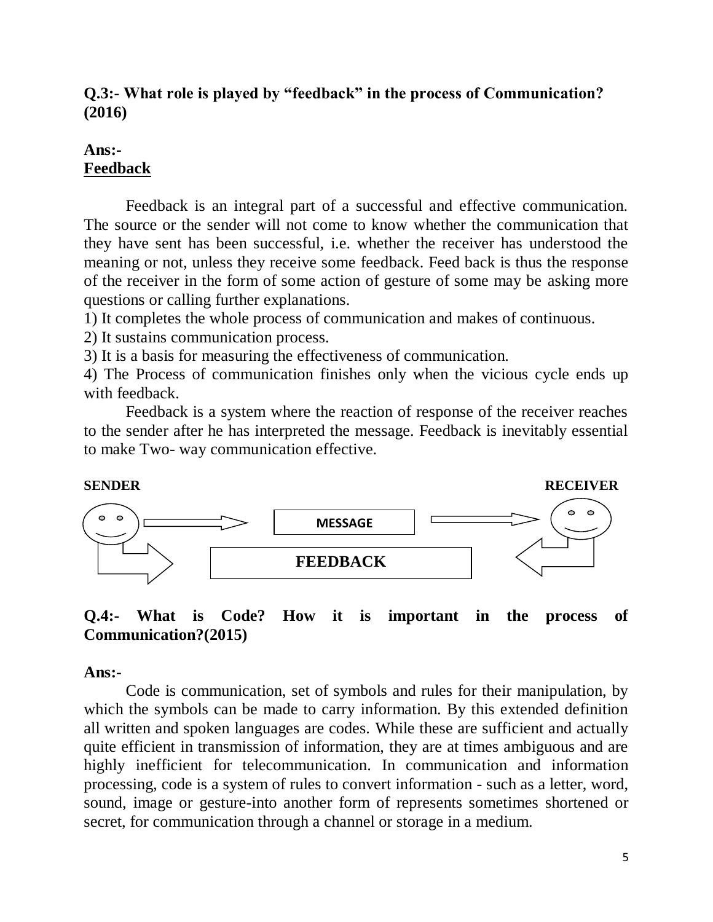**Q.3:- What role is played by "feedback" in the process of Communication? (2016)**

**Ans:-**

**<u>Feedback</u>**

Feedback is an integral part of a successful and effective communication. The source or the sender will not come to know whether the communication that they have sent has been successful, i.e. whether the receiver has understood the meaning or not, unless they receive some feedback. Feed back is thus the response of the receiver in the form of some action of gesture of some may be asking more questions or calling further explanations.

1) It completes the whole process of communication and makes of continuous.
2) It sustains communication process.
3) It is a basis for measuring the effectiveness of communication.
4) The Process of communication finishes only when the vicious cycle ends up with feedback.

Feedback is a system where the reaction of response of the receiver reaches to the sender after he has interpreted the message. Feedback is inevitably essential to make Two- way communication effective.

**SENDER** → MESSAGE → **RECEIVER**

**FEEDBACK**

**Q.4:- What is Code? How it is important in the process of Communication?(2015)**

**Ans:-**

Code is communication, set of symbols and rules for their manipulation, by which the symbols can be made to carry information. By this extended definition all written and spoken languages are codes. While these are sufficient and actually quite efficient in transmission of information, they are at times ambiguous and are highly inefficient for telecommunication. In communication and information processing, code is a system of rules to convert information - such as a letter, word, sound, image or gesture-into another form of represents sometimes shortened or secret, for communication through a channel or storage in a medium.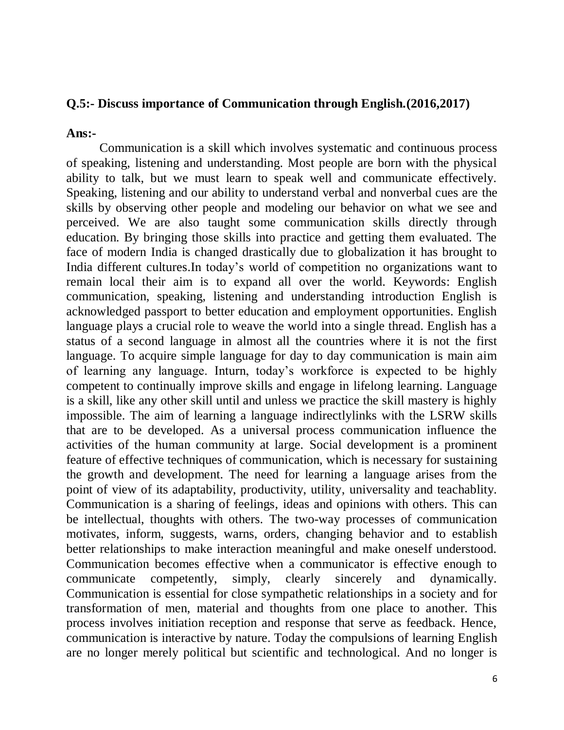**Q.5:- Discuss importance of Communication through English.(2016,2017)**

**Ans:-**

Communication is a skill which involves systematic and continuous process of speaking, listening and understanding. Most people are born with the physical ability to talk, but we must learn to speak well and communicate effectively. Speaking, listening and our ability to understand verbal and nonverbal cues are the skills by observing other people and modeling our behavior on what we see and perceived. We are also taught some communication skills directly through education. By bringing those skills into practice and getting them evaluated. The face of modern India is changed drastically due to globalization it has brought to India different cultures.In today's world of competition no organizations want to remain local their aim is to expand all over the world. Keywords: English communication, speaking, listening and understanding introduction English is acknowledged passport to better education and employment opportunities. English language plays a crucial role to weave the world into a single thread. English has a status of a second language in almost all the countries where it is not the first language. To acquire simple language for day to day communication is main aim of learning any language. Inturn, today's workforce is expected to be highly competent to continually improve skills and engage in lifelong learning. Language is a skill, like any other skill until and unless we practice the skill mastery is highly impossible. The aim of learning a language indirectlylinks with the LSRW skills that are to be developed. As a universal process communication influence the activities of the human community at large. Social development is a prominent feature of effective techniques of communication, which is necessary for sustaining the growth and development. The need for learning a language arises from the point of view of its adaptability, productivity, utility, universality and teachablity. Communication is a sharing of feelings, ideas and opinions with others. This can be intellectual, thoughts with others. The two-way processes of communication motivates, inform, suggests, warns, orders, changing behavior and to establish better relationships to make interaction meaningful and make oneself understood. Communication becomes effective when a communicator is effective enough to communicate competently, simply, clearly sincerely and dynamically. Communication is essential for close sympathetic relationships in a society and for transformation of men, material and thoughts from one place to another. This process involves initiation reception and response that serve as feedback. Hence, communication is interactive by nature. Today the compulsions of learning English are no longer merely political but scientific and technological. And no longer is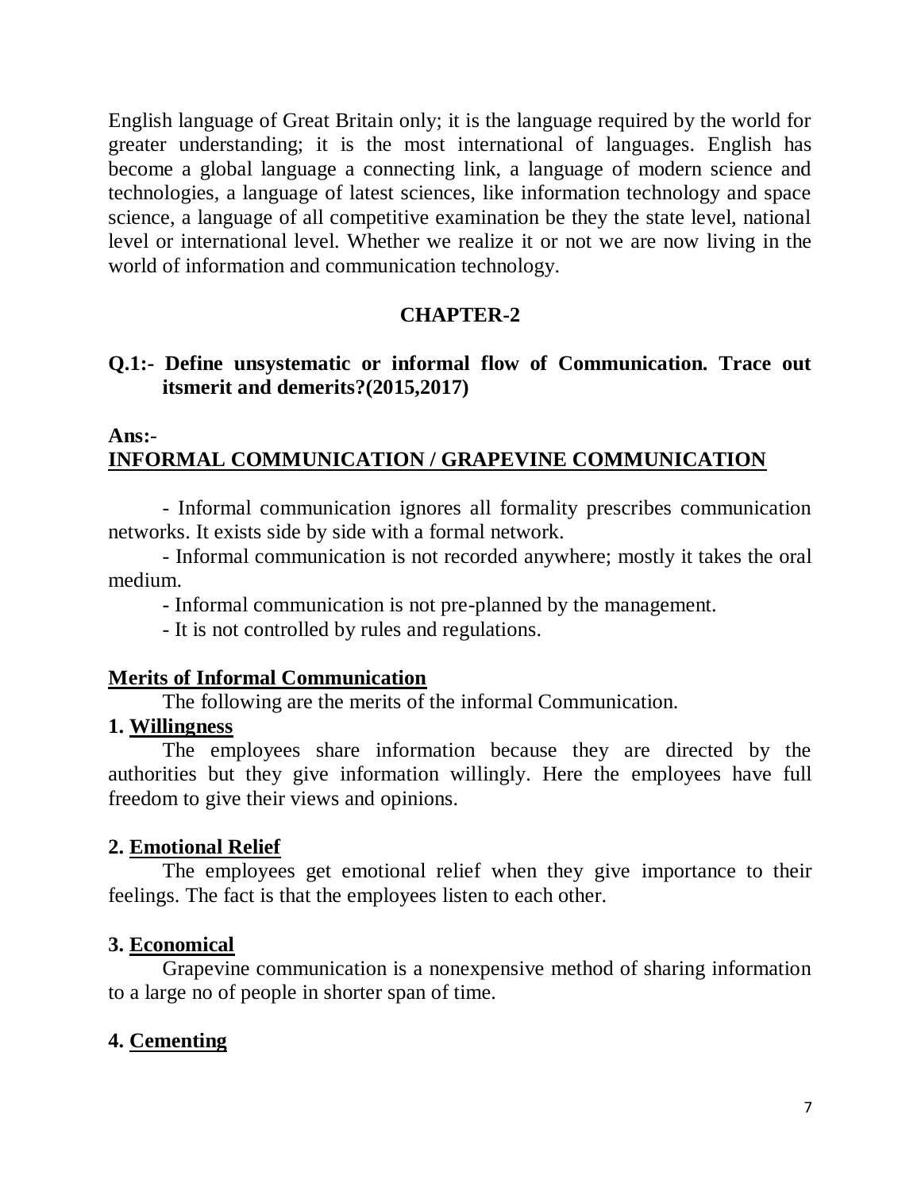English language of Great Britain only; it is the language required by the world for greater understanding; it is the most international of languages. English has become a global language a connecting link, a language of modern science and technologies, a language of latest sciences, like information technology and space science, a language of all competitive examination be they the state level, national level or international level. Whether we realize it or not we are now living in the world of information and communication technology.

## CHAPTER-2

**Q.1:- Define unsystematic or informal flow of Communication. Trace out itsmerit and demerits?(2015,2017)**

**Ans:-**

**INFORMAL COMMUNICATION / GRAPEVINE COMMUNICATION**

- Informal communication ignores all formality prescribes communication networks. It exists side by side with a formal network.
- Informal communication is not recorded anywhere; mostly it takes the oral medium.
- Informal communication is not pre-planned by the management.
- It is not controlled by rules and regulations.

**Merits of Informal Communication**

The following are the merits of the informal Communication.

**1. Willingness**

The employees share information because they are directed by the authorities but they give information willingly. Here the employees have full freedom to give their views and opinions.

**2. Emotional Relief**

The employees get emotional relief when they give importance to their feelings. The fact is that the employees listen to each other.

**3. Economical**

Grapevine communication is a nonexpensive method of sharing information to a large no of people in shorter span of time.

**4. Cementing**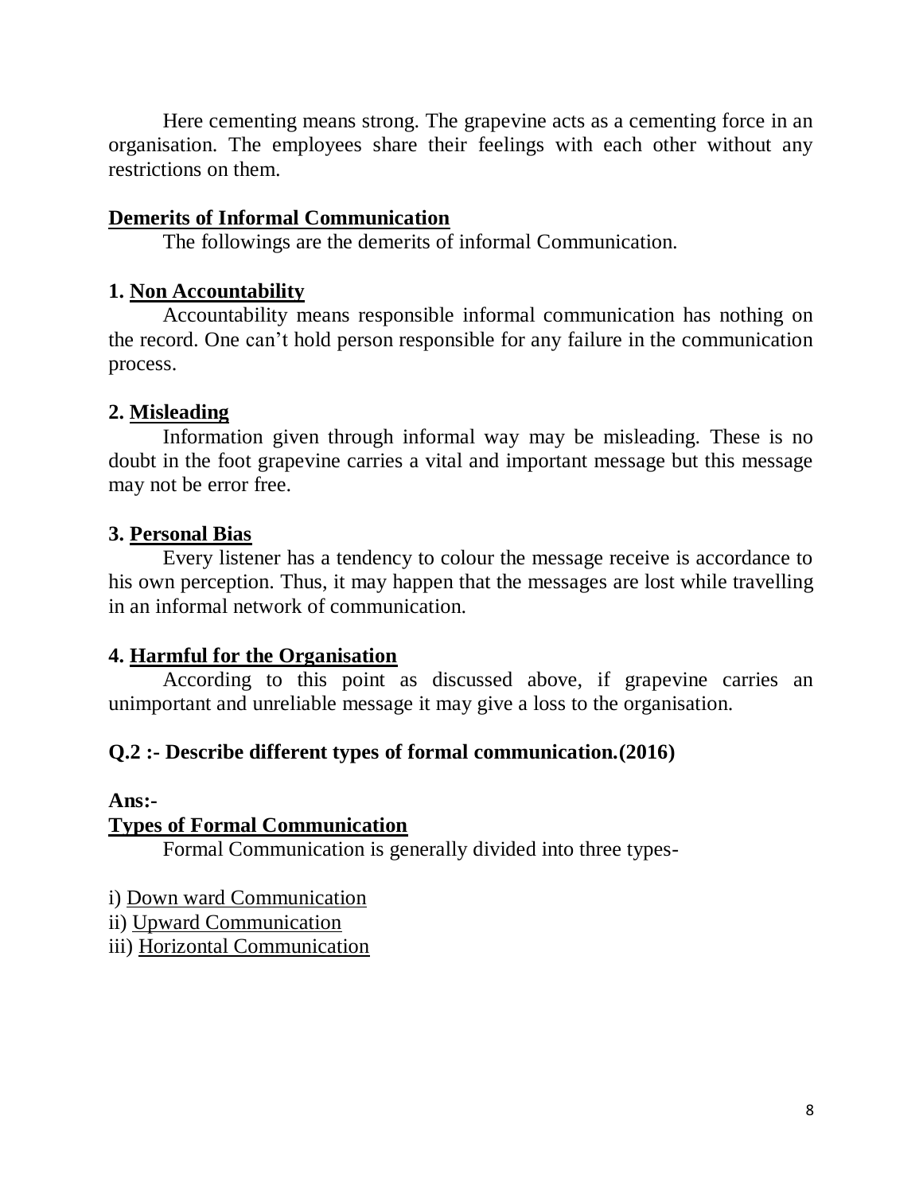Here cementing means strong. The grapevine acts as a cementing force in an organisation. The employees share their feelings with each other without any restrictions on them.

## Demerits of Informal Communication

The followings are the demerits of informal Communication.

### 1. Non Accountability

Accountability means responsible informal communication has nothing on the record. One can't hold person responsible for any failure in the communication process.

### 2. Misleading

Information given through informal way may be misleading. These is no doubt in the foot grapevine carries a vital and important message but this message may not be error free.

### 3. Personal Bias

Every listener has a tendency to colour the message receive is accordance to his own perception. Thus, it may happen that the messages are lost while travelling in an informal network of communication.

### 4. Harmful for the Organisation

According to this point as discussed above, if grapevine carries an unimportant and unreliable message it may give a loss to the organisation.

## Q.2 :- Describe different types of formal communication.(2016)

**Ans:-**

## Types of Formal Communication

Formal Communication is generally divided into three types-

i) Down ward Communication
ii) Upward Communication
iii) Horizontal Communication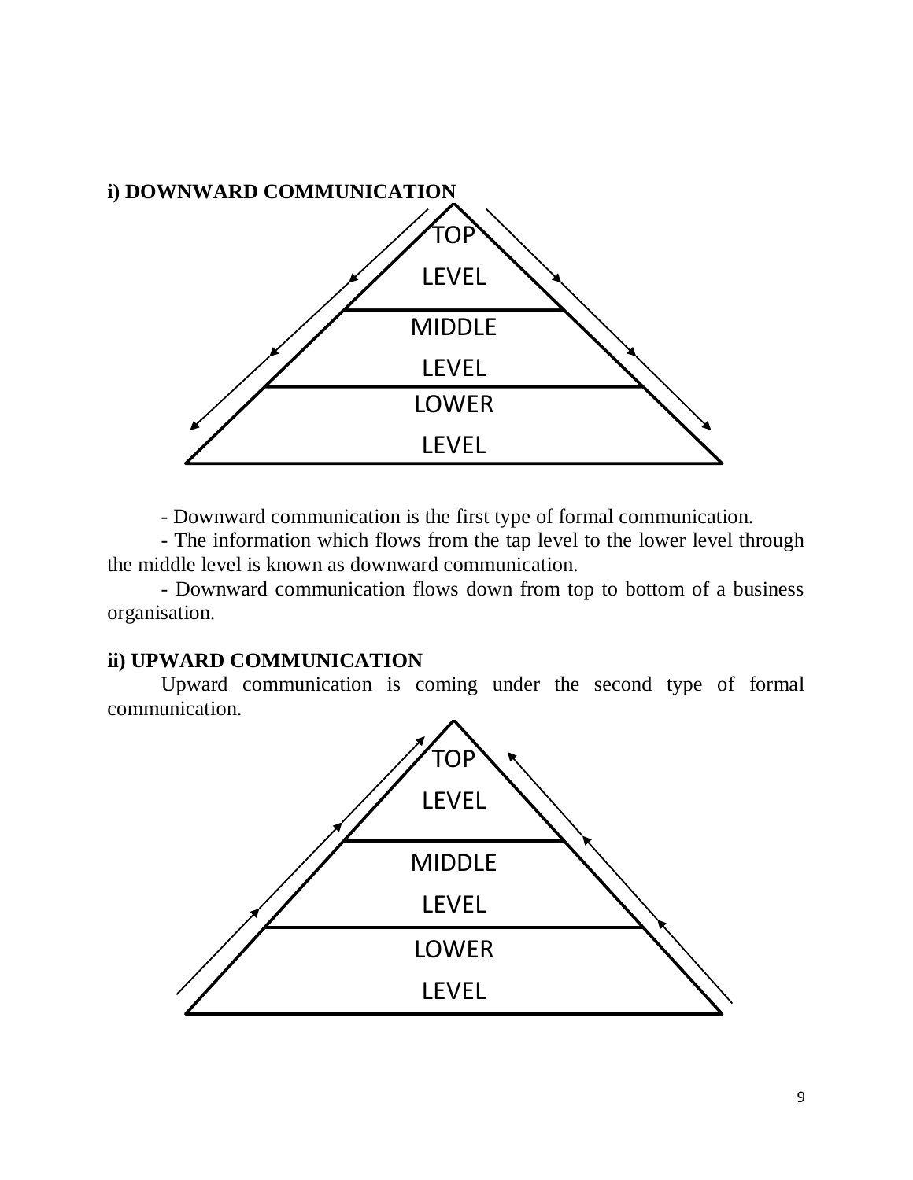**i) DOWNWARD COMMUNICATION**

TOP LEVEL

MIDDLE LEVEL

LOWER LEVEL

- Downward communication is the first type of formal communication.
- The information which flows from the tap level to the lower level through the middle level is known as downward communication.
- Downward communication flows down from top to bottom of a business organisation.

**ii) UPWARD COMMUNICATION**

Upward communication is coming under the second type of formal communication.

TOP LEVEL

MIDDLE LEVEL

LOWER LEVEL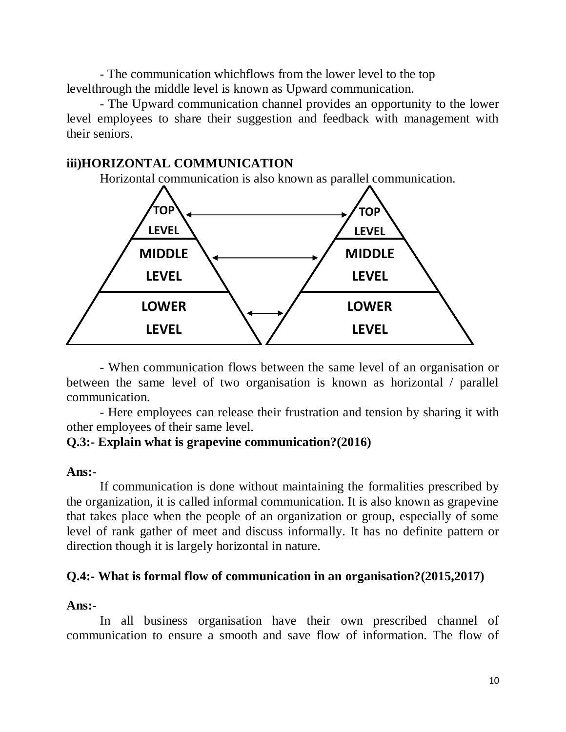- The communication whichflows from the lower level to the top levelthrough the middle level is known as Upward communication.

- The Upward communication channel provides an opportunity to the lower level employees to share their suggestion and feedback with management with their seniors.

**iii)HORIZONTAL COMMUNICATION**

Horizontal communication is also known as parallel communication.

TOP LEVEL ↔ TOP LEVEL

MIDDLE LEVEL ↔ MIDDLE LEVEL

LOWER LEVEL ↔ LOWER LEVEL

- When communication flows between the same level of an organisation or between the same level of two organisation is known as horizontal / parallel communication.

- Here employees can release their frustration and tension by sharing it with other employees of their same level.

**Q.3:- Explain what is grapevine communication?(2016)**

**Ans:-**

If communication is done without maintaining the formalities prescribed by the organization, it is called informal communication. It is also known as grapevine that takes place when the people of an organization or group, especially of some level of rank gather of meet and discuss informally. It has no definite pattern or direction though it is largely horizontal in nature.

**Q.4:- What is formal flow of communication in an organisation?(2015,2017)**

**Ans:-**

In all business organisation have their own prescribed channel of communication to ensure a smooth and save flow of information. The flow of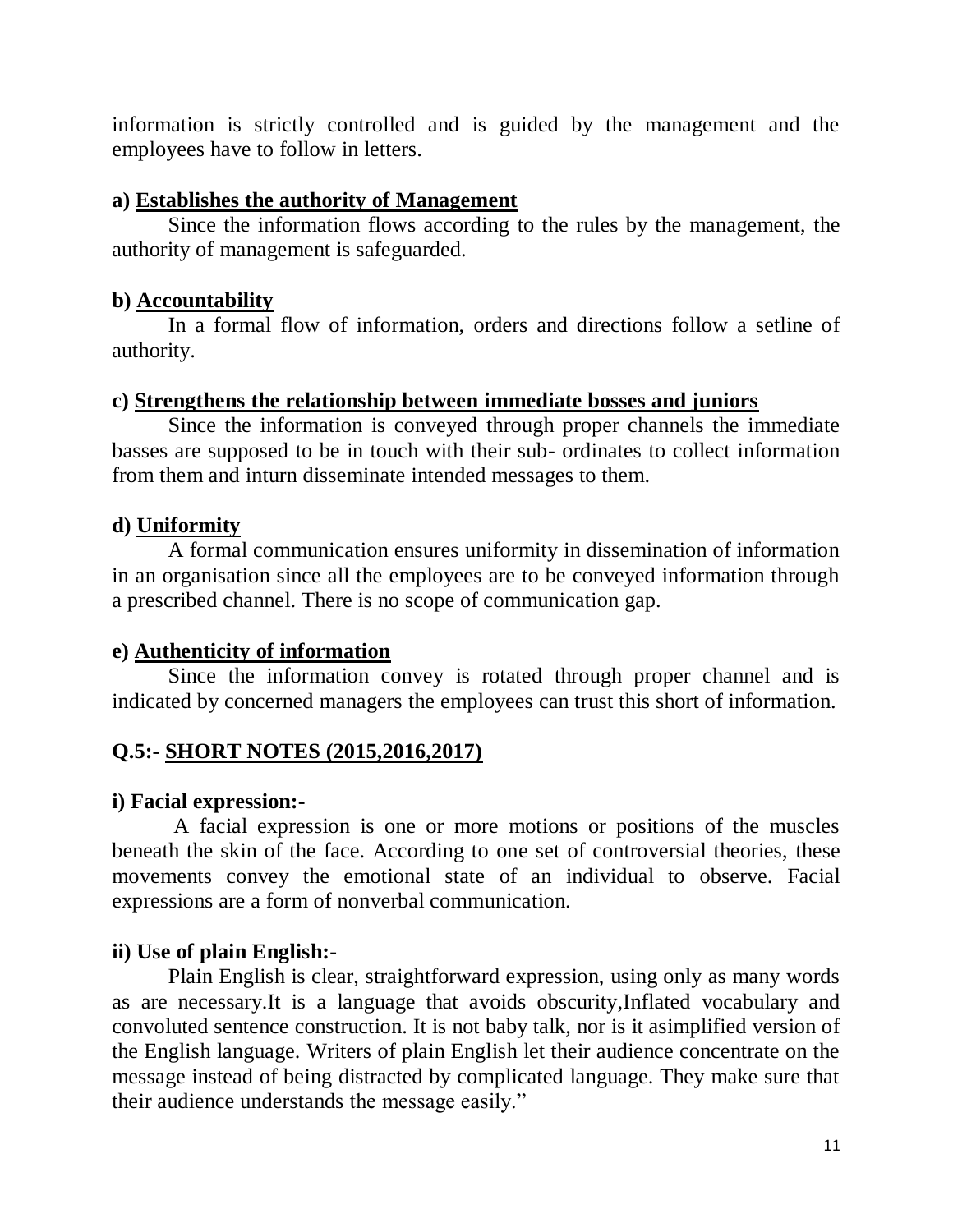information is strictly controlled and is guided by the management and the employees have to follow in letters.

**a) Establishes the authority of Management**

Since the information flows according to the rules by the management, the authority of management is safeguarded.

**b) Accountability**

In a formal flow of information, orders and directions follow a setline of authority.

**c) Strengthens the relationship between immediate bosses and juniors**

Since the information is conveyed through proper channels the immediate basses are supposed to be in touch with their sub- ordinates to collect information from them and inturn disseminate intended messages to them.

**d) Uniformity**

A formal communication ensures uniformity in dissemination of information in an organisation since all the employees are to be conveyed information through a prescribed channel. There is no scope of communication gap.

**e) Authenticity of information**

Since the information convey is rotated through proper channel and is indicated by concerned managers the employees can trust this short of information.

## Q.5:- SHORT NOTES (2015,2016,2017)

**i) Facial expression:-**

A facial expression is one or more motions or positions of the muscles beneath the skin of the face. According to one set of controversial theories, these movements convey the emotional state of an individual to observe. Facial expressions are a form of nonverbal communication.

**ii) Use of plain English:-**

Plain English is clear, straightforward expression, using only as many words as are necessary.It is a language that avoids obscurity,Inflated vocabulary and convoluted sentence construction. It is not baby talk, nor is it asimplified version of the English language. Writers of plain English let their audience concentrate on the message instead of being distracted by complicated language. They make sure that their audience understands the message easily."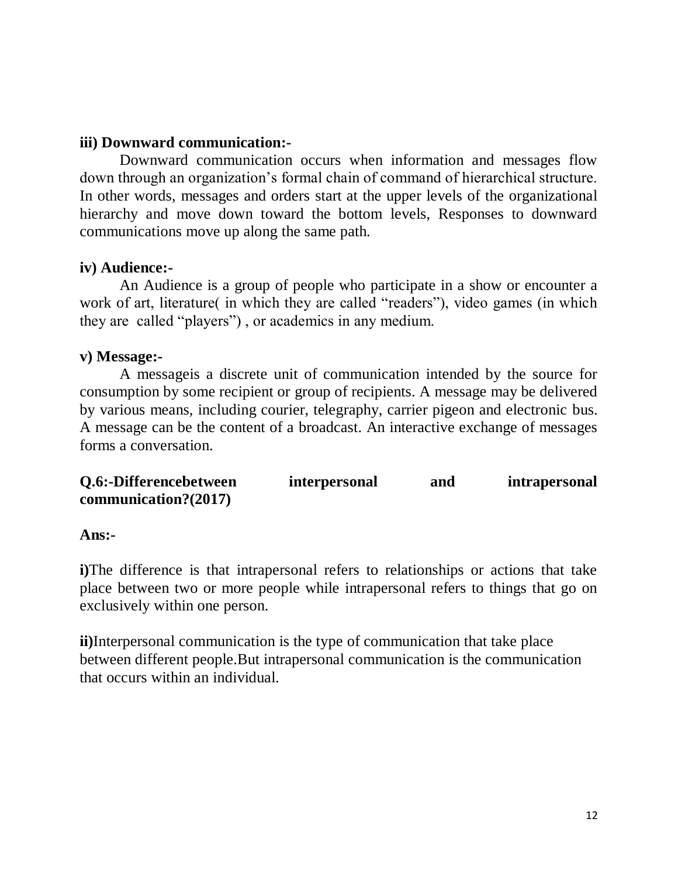**iii) Downward communication:-**

Downward communication occurs when information and messages flow down through an organization's formal chain of command of hierarchical structure. In other words, messages and orders start at the upper levels of the organizational hierarchy and move down toward the bottom levels, Responses to downward communications move up along the same path.

**iv) Audience:-**

An Audience is a group of people who participate in a show or encounter a work of art, literature( in which they are called "readers"), video games (in which they are called "players") , or academics in any medium.

**v) Message:-**

A messageis a discrete unit of communication intended by the source for consumption by some recipient or group of recipients. A message may be delivered by various means, including courier, telegraphy, carrier pigeon and electronic bus. A message can be the content of a broadcast. An interactive exchange of messages forms a conversation.

**Q.6:-Differencebetween interpersonal and intrapersonal communication?(2017)**

**Ans:-**

**i)**The difference is that intrapersonal refers to relationships or actions that take place between two or more people while intrapersonal refers to things that go on exclusively within one person.

**ii)**Interpersonal communication is the type of communication that take place between different people.But intrapersonal communication is the communication that occurs within an individual.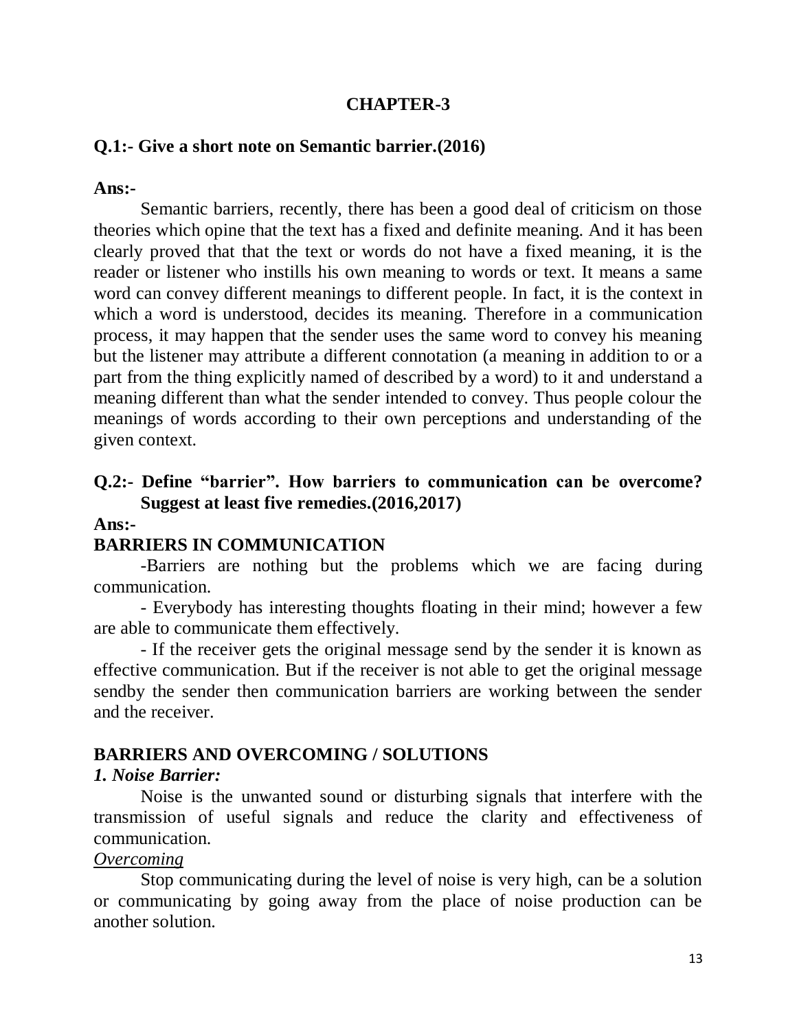# CHAPTER-3

**Q.1:- Give a short note on Semantic barrier.(2016)**

**Ans:-**

Semantic barriers, recently, there has been a good deal of criticism on those theories which opine that the text has a fixed and definite meaning. And it has been clearly proved that that the text or words do not have a fixed meaning, it is the reader or listener who instills his own meaning to words or text. It means a same word can convey different meanings to different people. In fact, it is the context in which a word is understood, decides its meaning. Therefore in a communication process, it may happen that the sender uses the same word to convey his meaning but the listener may attribute a different connotation (a meaning in addition to or a part from the thing explicitly named of described by a word) to it and understand a meaning different than what the sender intended to convey. Thus people colour the meanings of words according to their own perceptions and understanding of the given context.

**Q.2:- Define "barrier". How barriers to communication can be overcome? Suggest at least five remedies.(2016,2017)**

**Ans:-**

**BARRIERS IN COMMUNICATION**

-Barriers are nothing but the problems which we are facing during communication.

- Everybody has interesting thoughts floating in their mind; however a few are able to communicate them effectively.

- If the receiver gets the original message send by the sender it is known as effective communication. But if the receiver is not able to get the original message sendby the sender then communication barriers are working between the sender and the receiver.

**BARRIERS AND OVERCOMING / SOLUTIONS**

***1. Noise Barrier:***

Noise is the unwanted sound or disturbing signals that interfere with the transmission of useful signals and reduce the clarity and effectiveness of communication.

*Overcoming*

Stop communicating during the level of noise is very high, can be a solution or communicating by going away from the place of noise production can be another solution.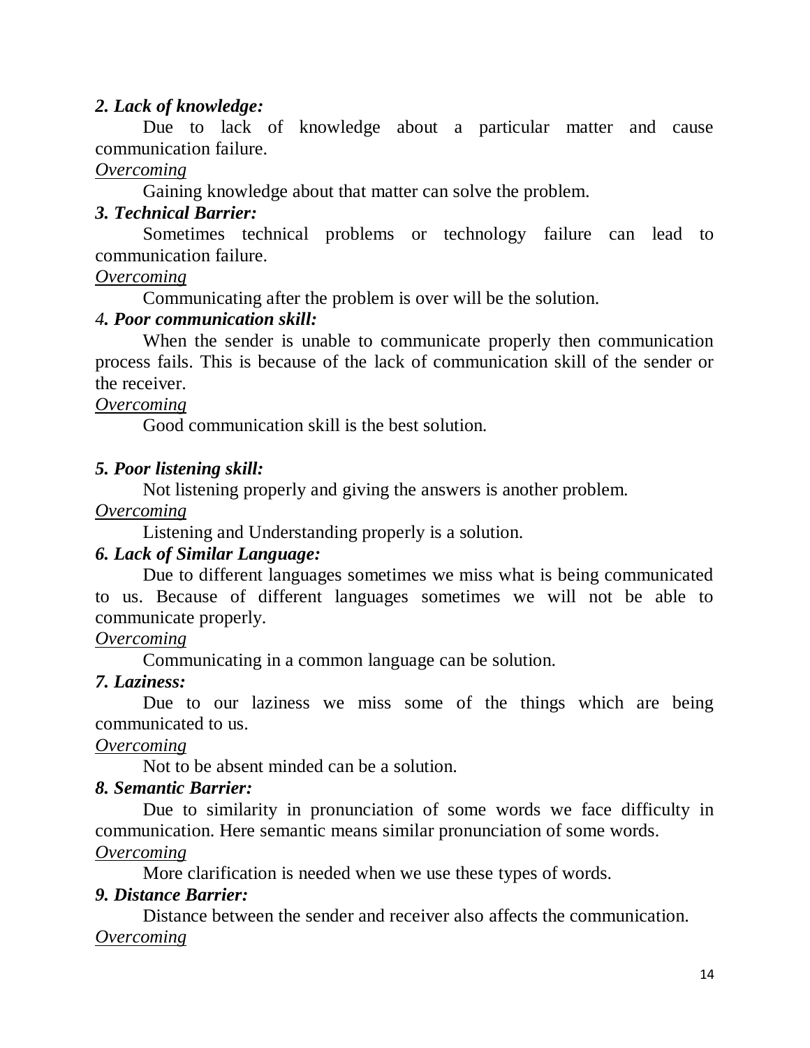***2. Lack of knowledge:***

Due to lack of knowledge about a particular matter and cause communication failure.

*Overcoming*

Gaining knowledge about that matter can solve the problem.

***3. Technical Barrier:***

Sometimes technical problems or technology failure can lead to communication failure.

*Overcoming*

Communicating after the problem is over will be the solution.

***4. Poor communication skill:***

When the sender is unable to communicate properly then communication process fails. This is because of the lack of communication skill of the sender or the receiver.

*Overcoming*

Good communication skill is the best solution.

***5. Poor listening skill:***

Not listening properly and giving the answers is another problem.

*Overcoming*

Listening and Understanding properly is a solution.

***6. Lack of Similar Language:***

Due to different languages sometimes we miss what is being communicated to us. Because of different languages sometimes we will not be able to communicate properly.

*Overcoming*

Communicating in a common language can be solution.

***7. Laziness:***

Due to our laziness we miss some of the things which are being communicated to us.

*Overcoming*

Not to be absent minded can be a solution.

***8. Semantic Barrier:***

Due to similarity in pronunciation of some words we face difficulty in communication. Here semantic means similar pronunciation of some words.

*Overcoming*

More clarification is needed when we use these types of words.

***9. Distance Barrier:***

Distance between the sender and receiver also affects the communication.

*Overcoming*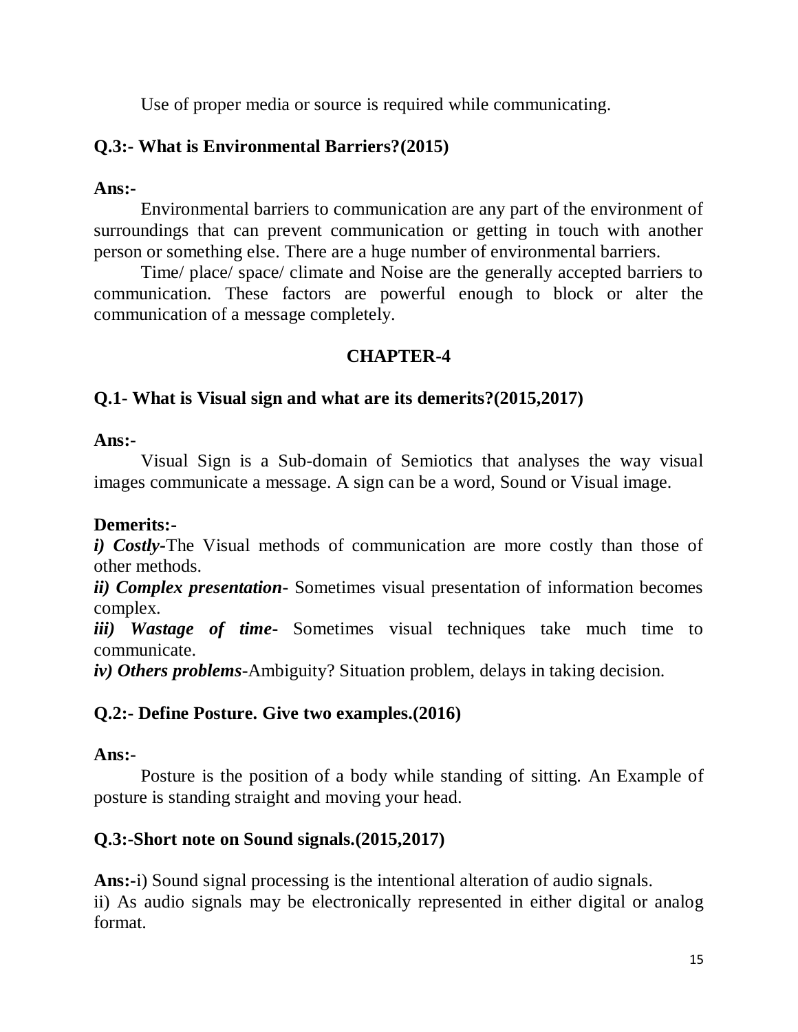Use of proper media or source is required while communicating.

**Q.3:- What is Environmental Barriers?(2015)**

**Ans:-**

Environmental barriers to communication are any part of the environment of surroundings that can prevent communication or getting in touch with another person or something else. There are a huge number of environmental barriers.

Time/ place/ space/ climate and Noise are the generally accepted barriers to communication. These factors are powerful enough to block or alter the communication of a message completely.

## CHAPTER-4

**Q.1- What is Visual sign and what are its demerits?(2015,2017)**

**Ans:-**

Visual Sign is a Sub-domain of Semiotics that analyses the way visual images communicate a message. A sign can be a word, Sound or Visual image.

**Demerits:-**

***i) Costly-***The Visual methods of communication are more costly than those of other methods.

***ii) Complex presentation***- Sometimes visual presentation of information becomes complex.

***iii) Wastage of time-*** Sometimes visual techniques take much time to communicate.

***iv) Others problems***-Ambiguity? Situation problem, delays in taking decision.

**Q.2:- Define Posture. Give two examples.(2016)**

**Ans:**-

Posture is the position of a body while standing of sitting. An Example of posture is standing straight and moving your head.

**Q.3:-Short note on Sound signals.(2015,2017)**

**Ans:-**i) Sound signal processing is the intentional alteration of audio signals.

ii) As audio signals may be electronically represented in either digital or analog format.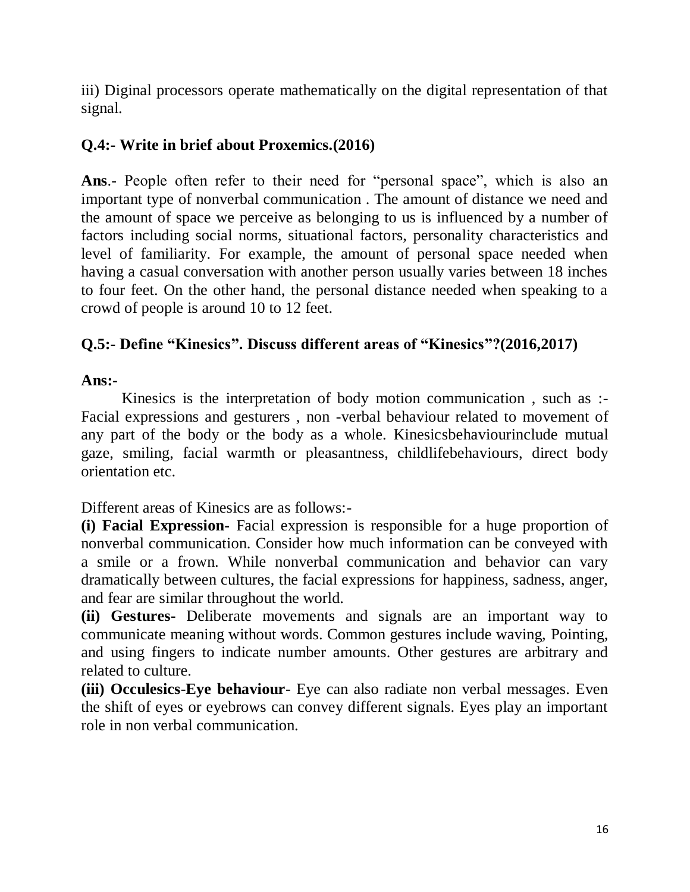iii) Diginal processors operate mathematically on the digital representation of that signal.

**Q.4:- Write in brief about Proxemics.(2016)**

**Ans**.- People often refer to their need for "personal space", which is also an important type of nonverbal communication . The amount of distance we need and the amount of space we perceive as belonging to us is influenced by a number of factors including social norms, situational factors, personality characteristics and level of familiarity. For example, the amount of personal space needed when having a casual conversation with another person usually varies between 18 inches to four feet. On the other hand, the personal distance needed when speaking to a crowd of people is around 10 to 12 feet.

**Q.5:- Define "Kinesics". Discuss different areas of "Kinesics"?(2016,2017)**

**Ans:-**

Kinesics is the interpretation of body motion communication , such as :- Facial expressions and gesturers , non -verbal behaviour related to movement of any part of the body or the body as a whole. Kinesicsbehaviourinclude mutual gaze, smiling, facial warmth or pleasantness, childlifebehaviours, direct body orientation etc.

Different areas of Kinesics are as follows:-

**(i) Facial Expression-** Facial expression is responsible for a huge proportion of nonverbal communication. Consider how much information can be conveyed with a smile or a frown. While nonverbal communication and behavior can vary dramatically between cultures, the facial expressions for happiness, sadness, anger, and fear are similar throughout the world.

**(ii) Gestures-** Deliberate movements and signals are an important way to communicate meaning without words. Common gestures include waving, Pointing, and using fingers to indicate number amounts. Other gestures are arbitrary and related to culture.

**(iii) Occulesics-Eye behaviour**- Eye can also radiate non verbal messages. Even the shift of eyes or eyebrows can convey different signals. Eyes play an important role in non verbal communication.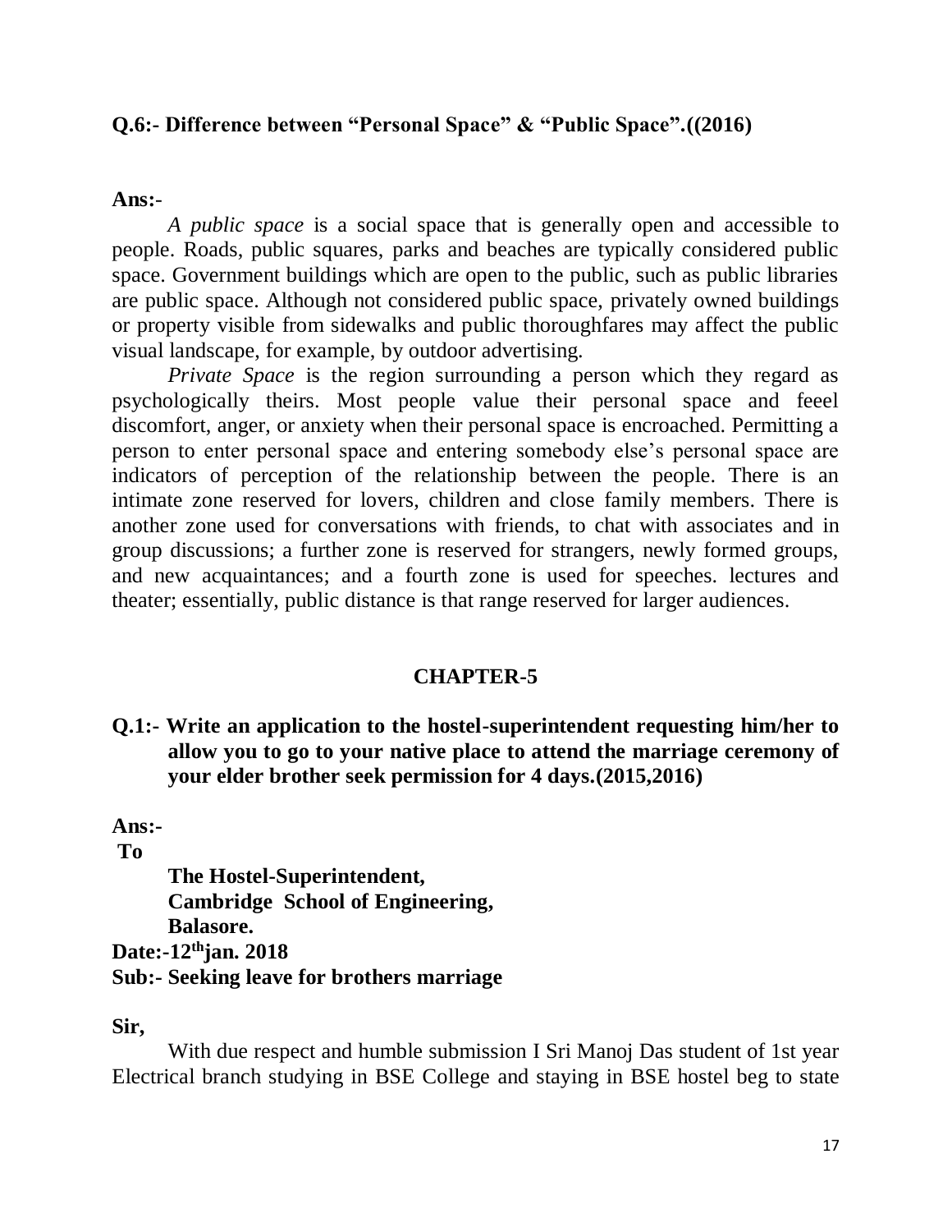**Q.6:- Difference between "Personal Space" & "Public Space".((2016)**

**Ans:-**

*A public space* is a social space that is generally open and accessible to people. Roads, public squares, parks and beaches are typically considered public space. Government buildings which are open to the public, such as public libraries are public space. Although not considered public space, privately owned buildings or property visible from sidewalks and public thoroughfares may affect the public visual landscape, for example, by outdoor advertising.

*Private Space* is the region surrounding a person which they regard as psychologically theirs. Most people value their personal space and feeel discomfort, anger, or anxiety when their personal space is encroached. Permitting a person to enter personal space and entering somebody else's personal space are indicators of perception of the relationship between the people. There is an intimate zone reserved for lovers, children and close family members. There is another zone used for conversations with friends, to chat with associates and in group discussions; a further zone is reserved for strangers, newly formed groups, and new acquaintances; and a fourth zone is used for speeches. lectures and theater; essentially, public distance is that range reserved for larger audiences.

## CHAPTER-5

**Q.1:- Write an application to the hostel-superintendent requesting him/her to allow you to go to your native place to attend the marriage ceremony of your elder brother seek permission for 4 days.(2015,2016)**

**Ans:-**

**To**

**The Hostel-Superintendent,**
**Cambridge School of Engineering,**
**Balasore.**

**Date:-12th jan. 2018**

**Sub:- Seeking leave for brothers marriage**

**Sir,**

With due respect and humble submission I Sri Manoj Das student of 1st year Electrical branch studying in BSE College and staying in BSE hostel beg to state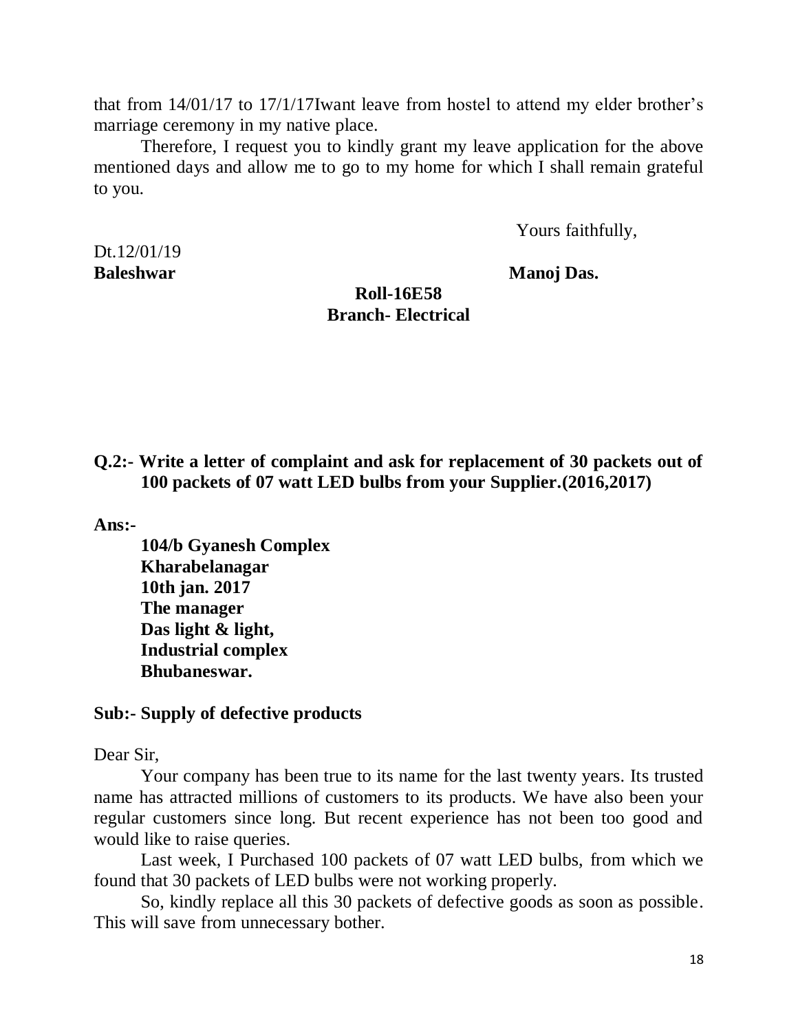that from 14/01/17 to 17/1/17Iwant leave from hostel to attend my elder brother's marriage ceremony in my native place.

Therefore, I request you to kindly grant my leave application for the above mentioned days and allow me to go to my home for which I shall remain grateful to you.

Yours faithfully,

Dt.12/01/19
**Baleshwar** **Manoj Das.**
**Roll-16E58**
**Branch- Electrical**

**Q.2:- Write a letter of complaint and ask for replacement of 30 packets out of 100 packets of 07 watt LED bulbs from your Supplier.(2016,2017)**

**Ans:-**

**104/b Gyanesh Complex**
**Kharabelanagar**
**10th jan. 2017**
**The manager**
**Das light & light,**
**Industrial complex**
**Bhubaneswar.**

**Sub:- Supply of defective products**

Dear Sir,

Your company has been true to its name for the last twenty years. Its trusted name has attracted millions of customers to its products. We have also been your regular customers since long. But recent experience has not been too good and would like to raise queries.

Last week, I Purchased 100 packets of 07 watt LED bulbs, from which we found that 30 packets of LED bulbs were not working properly.

So, kindly replace all this 30 packets of defective goods as soon as possible. This will save from unnecessary bother.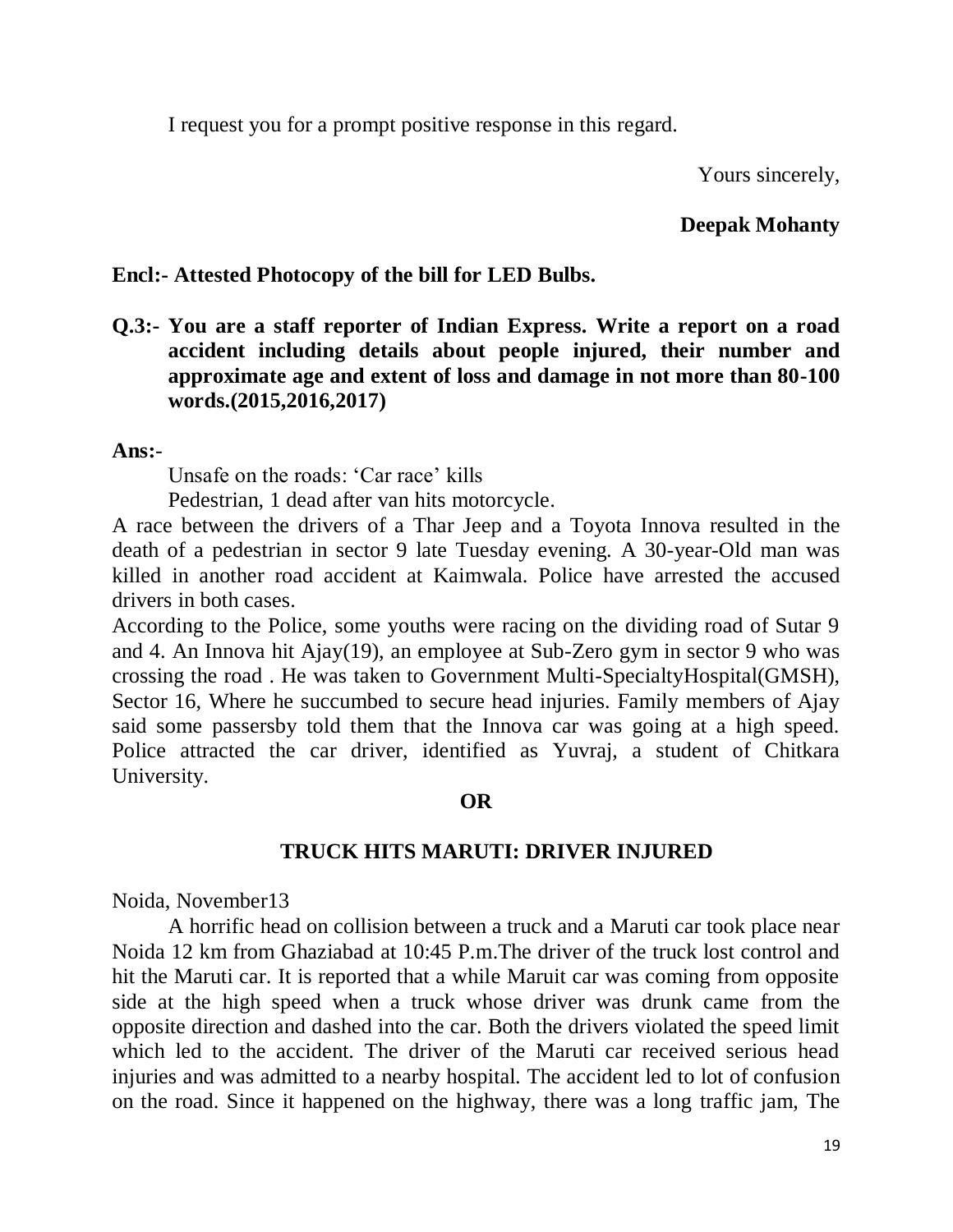I request you for a prompt positive response in this regard.

Yours sincerely,

**Deepak Mohanty**

**Encl:- Attested Photocopy of the bill for LED Bulbs.**

**Q.3:- You are a staff reporter of Indian Express. Write a report on a road accident including details about people injured, their number and approximate age and extent of loss and damage in not more than 80-100 words.(2015,2016,2017)**

**Ans:**-

Unsafe on the roads: 'Car race' kills

Pedestrian, 1 dead after van hits motorcycle.

A race between the drivers of a Thar Jeep and a Toyota Innova resulted in the death of a pedestrian in sector 9 late Tuesday evening. A 30-year-Old man was killed in another road accident at Kaimwala. Police have arrested the accused drivers in both cases.

According to the Police, some youths were racing on the dividing road of Sutar 9 and 4. An Innova hit Ajay(19), an employee at Sub-Zero gym in sector 9 who was crossing the road . He was taken to Government Multi-SpecialtyHospital(GMSH), Sector 16, Where he succumbed to secure head injuries. Family members of Ajay said some passersby told them that the Innova car was going at a high speed. Police attracted the car driver, identified as Yuvraj, a student of Chitkara University.

**OR**

**TRUCK HITS MARUTI: DRIVER INJURED**

Noida, November13

A horrific head on collision between a truck and a Maruti car took place near Noida 12 km from Ghaziabad at 10:45 P.m.The driver of the truck lost control and hit the Maruti car. It is reported that a while Maruit car was coming from opposite side at the high speed when a truck whose driver was drunk came from the opposite direction and dashed into the car. Both the drivers violated the speed limit which led to the accident. The driver of the Maruti car received serious head injuries and was admitted to a nearby hospital. The accident led to lot of confusion on the road. Since it happened on the highway, there was a long traffic jam, The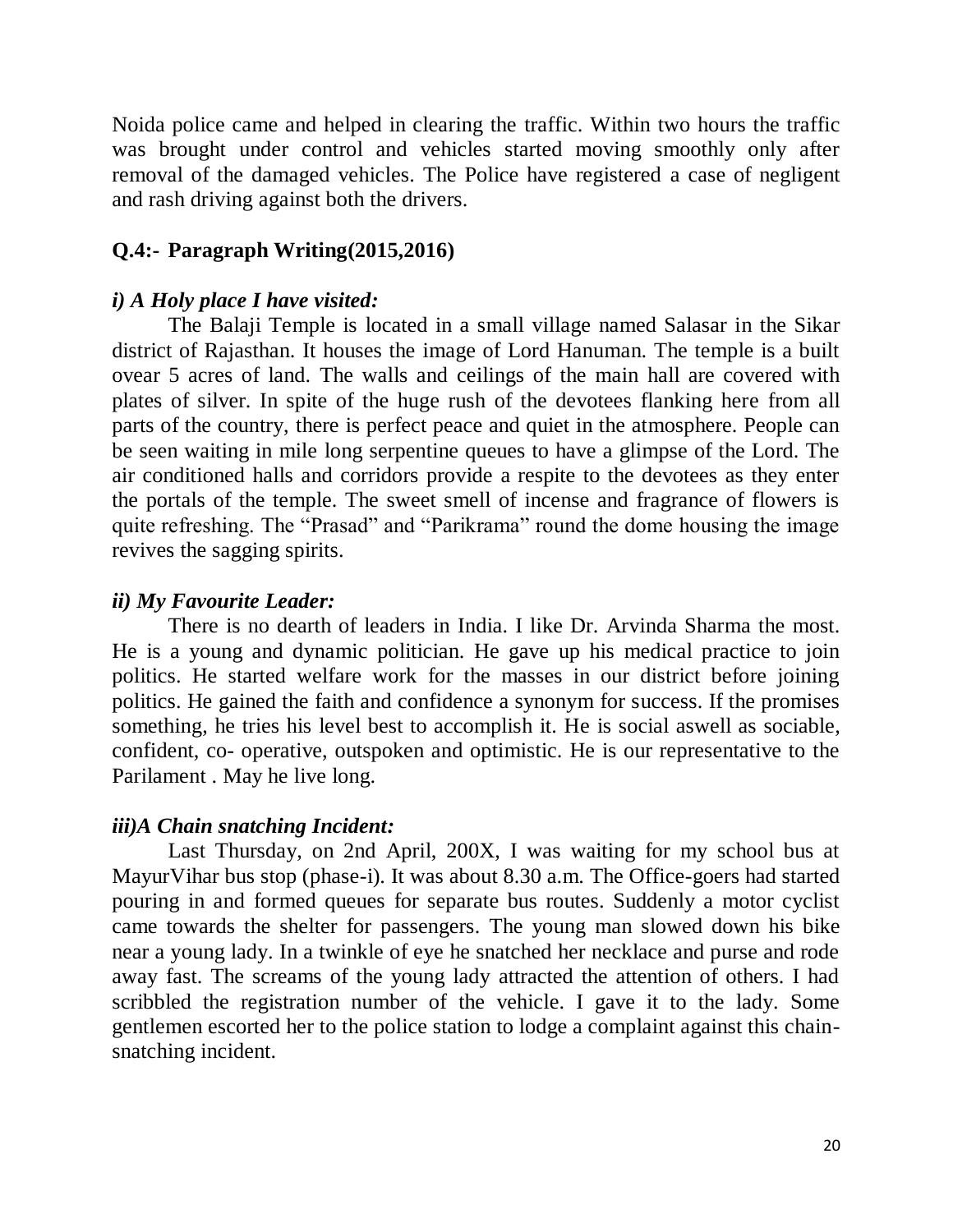Noida police came and helped in clearing the traffic. Within two hours the traffic was brought under control and vehicles started moving smoothly only after removal of the damaged vehicles. The Police have registered a case of negligent and rash driving against both the drivers.

## Q.4:- Paragraph Writing(2015,2016)

### *i) A Holy place I have visited:*

The Balaji Temple is located in a small village named Salasar in the Sikar district of Rajasthan. It houses the image of Lord Hanuman. The temple is a built ovear 5 acres of land. The walls and ceilings of the main hall are covered with plates of silver. In spite of the huge rush of the devotees flanking here from all parts of the country, there is perfect peace and quiet in the atmosphere. People can be seen waiting in mile long serpentine queues to have a glimpse of the Lord. The air conditioned halls and corridors provide a respite to the devotees as they enter the portals of the temple. The sweet smell of incense and fragrance of flowers is quite refreshing. The "Prasad" and "Parikrama" round the dome housing the image revives the sagging spirits.

### *ii) My Favourite Leader:*

There is no dearth of leaders in India. I like Dr. Arvinda Sharma the most. He is a young and dynamic politician. He gave up his medical practice to join politics. He started welfare work for the masses in our district before joining politics. He gained the faith and confidence a synonym for success. If the promises something, he tries his level best to accomplish it. He is social aswell as sociable, confident, co- operative, outspoken and optimistic. He is our representative to the Parilament . May he live long.

### *iii)A Chain snatching Incident:*

Last Thursday, on 2nd April, 200X, I was waiting for my school bus at MayurVihar bus stop (phase-i). It was about 8.30 a.m. The Office-goers had started pouring in and formed queues for separate bus routes. Suddenly a motor cyclist came towards the shelter for passengers. The young man slowed down his bike near a young lady. In a twinkle of eye he snatched her necklace and purse and rode away fast. The screams of the young lady attracted the attention of others. I had scribbled the registration number of the vehicle. I gave it to the lady. Some gentlemen escorted her to the police station to lodge a complaint against this chain-snatching incident.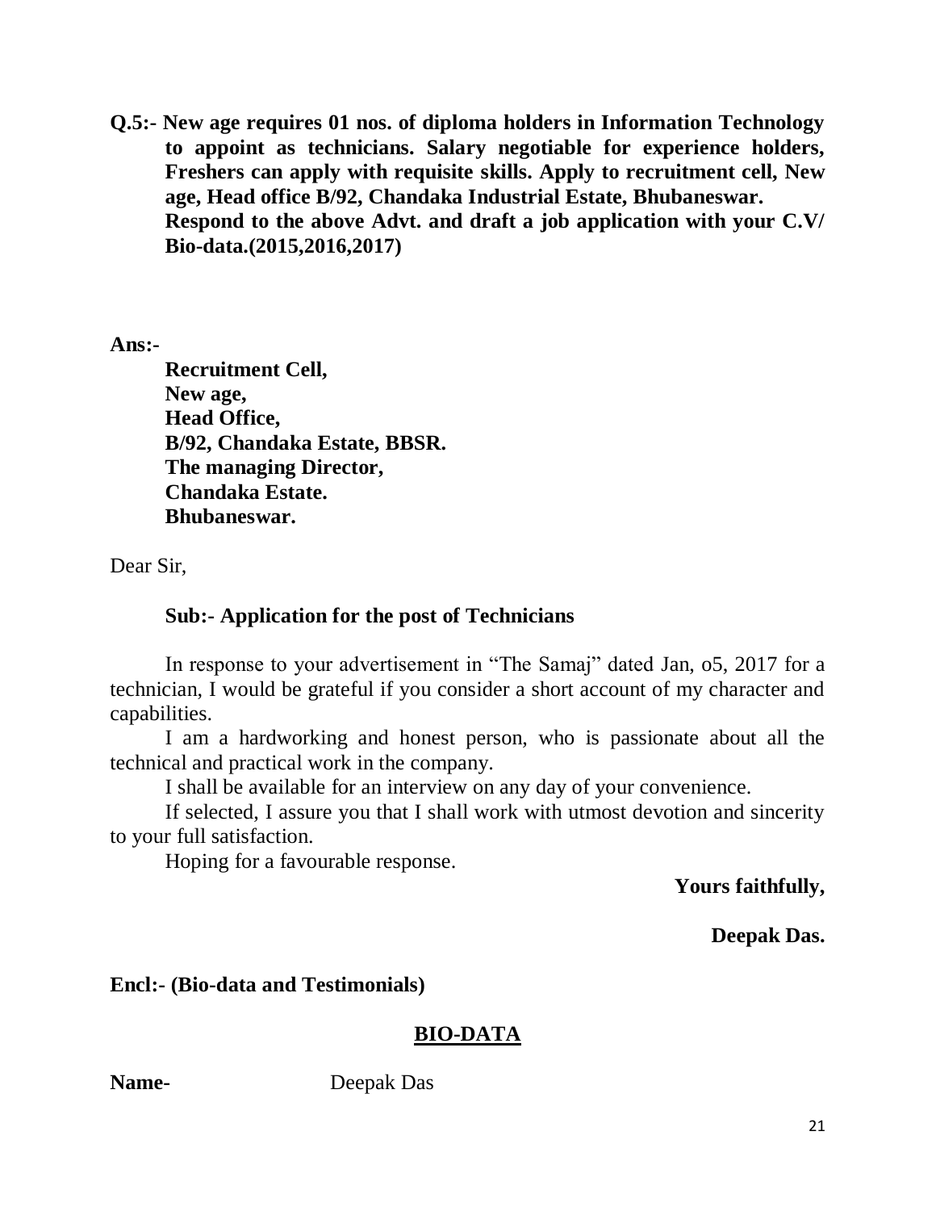**Q.5:- New age requires 01 nos. of diploma holders in Information Technology to appoint as technicians. Salary negotiable for experience holders, Freshers can apply with requisite skills. Apply to recruitment cell, New age, Head office B/92, Chandaka Industrial Estate, Bhubaneswar.**
**Respond to the above Advt. and draft a job application with your C.V/ Bio-data.(2015,2016,2017)**

**Ans:-**

**Recruitment Cell,**
**New age,**
**Head Office,**
**B/92, Chandaka Estate, BBSR.**
**The managing Director,**
**Chandaka Estate.**
**Bhubaneswar.**

Dear Sir,

**Sub:- Application for the post of Technicians**

In response to your advertisement in "The Samaj" dated Jan, o5, 2017 for a technician, I would be grateful if you consider a short account of my character and capabilities.

I am a hardworking and honest person, who is passionate about all the technical and practical work in the company.

I shall be available for an interview on any day of your convenience.

If selected, I assure you that I shall work with utmost devotion and sincerity to your full satisfaction.

Hoping for a favourable response.

**Yours faithfully,**

**Deepak Das.**

**Encl:- (Bio-data and Testimonials)**

## BIO-DATA

**Name-** Deepak Das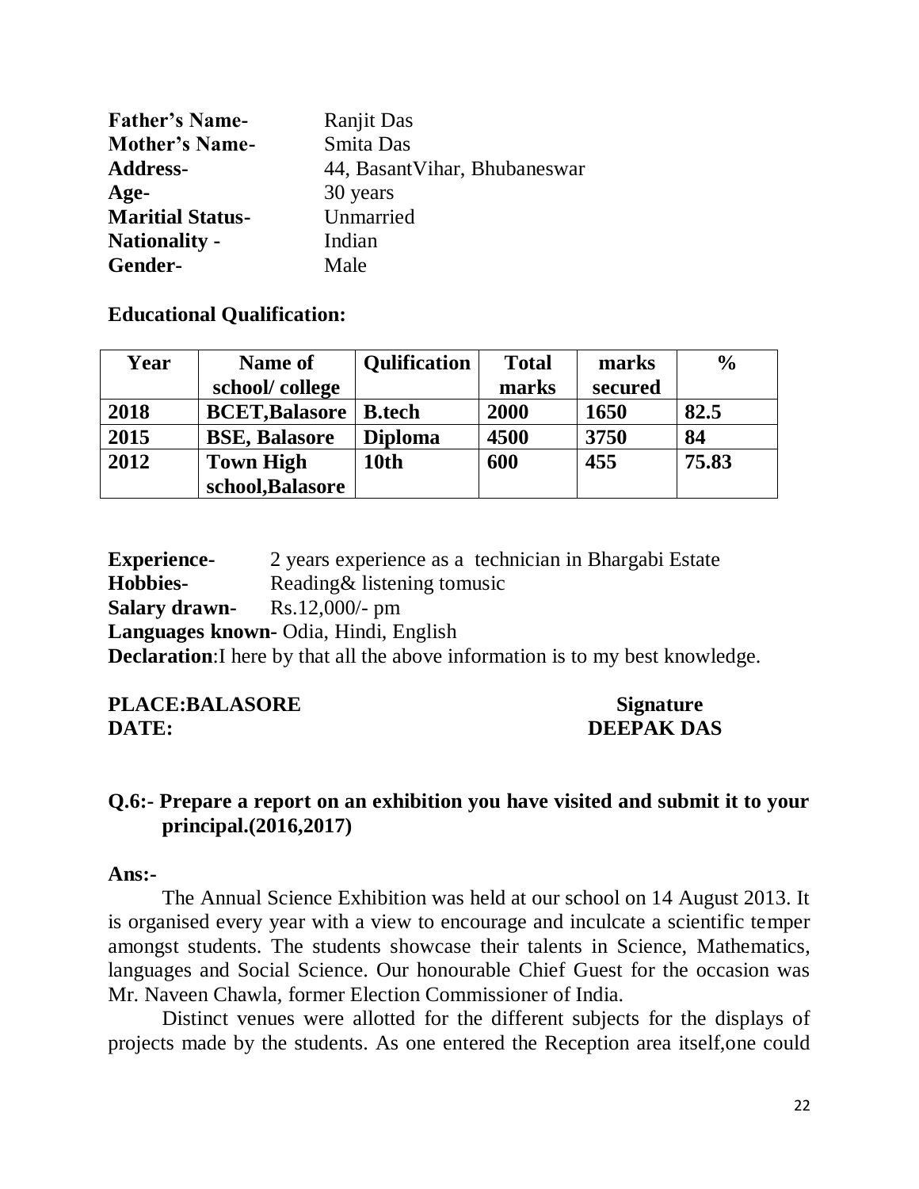**Father's Name-** Ranjit Das
**Mother's Name-** Smita Das
**Address-** 44, BasantVihar, Bhubaneswar
**Age-** 30 years
**Maritial Status-** Unmarried
**Nationality -** Indian
**Gender-** Male

**Educational Qualification:**

| Year | Name of school/ college | Qulification | Total marks | marks secured | % |
|---|---|---|---|---|---|
| **2018** | **BCET,Balasore** | **B.tech** | **2000** | **1650** | **82.5** |
| **2015** | **BSE, Balasore** | **Diploma** | **4500** | **3750** | **84** |
| **2012** | **Town High school,Balasore** | **10th** | **600** | **455** | **75.83** |

**Experience-** 2 years experience as a technician in Bhargabi Estate
**Hobbies-** Reading& listening tomusic
**Salary drawn-** Rs.12,000/- pm
**Languages known-** Odia, Hindi, English
**Declaration**:I here by that all the above information is to my best knowledge.

**PLACE:BALASORE** **Signature**
**DATE:** **DEEPAK DAS**

**Q.6:- Prepare a report on an exhibition you have visited and submit it to your principal.(2016,2017)**

**Ans:-**

The Annual Science Exhibition was held at our school on 14 August 2013. It is organised every year with a view to encourage and inculcate a scientific temper amongst students. The students showcase their talents in Science, Mathematics, languages and Social Science. Our honourable Chief Guest for the occasion was Mr. Naveen Chawla, former Election Commissioner of India.

Distinct venues were allotted for the different subjects for the displays of projects made by the students. As one entered the Reception area itself,one could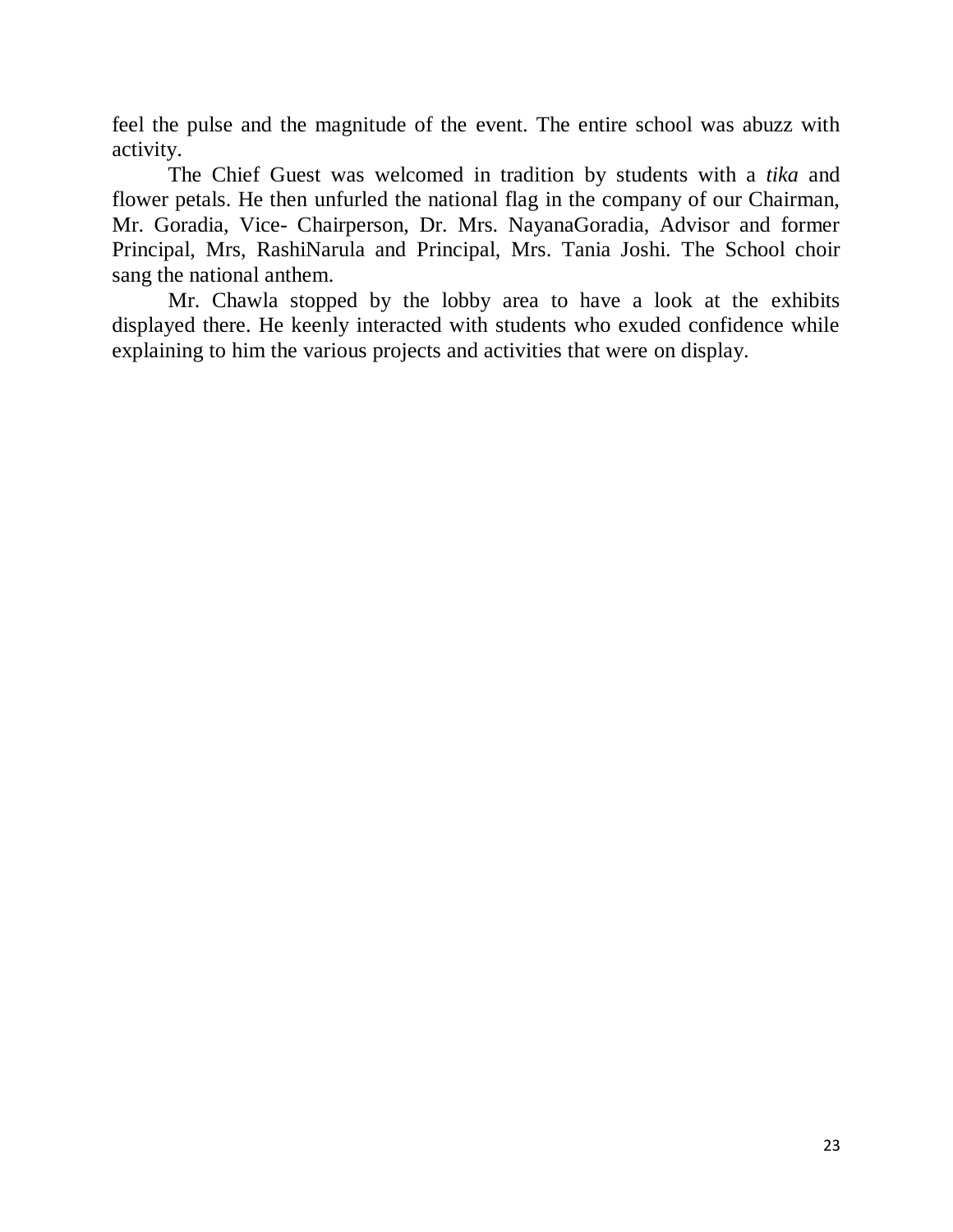feel the pulse and the magnitude of the event. The entire school was abuzz with activity.

The Chief Guest was welcomed in tradition by students with a *tika* and flower petals. He then unfurled the national flag in the company of our Chairman, Mr. Goradia, Vice- Chairperson, Dr. Mrs. NayanaGoradia, Advisor and former Principal, Mrs, RashiNarula and Principal, Mrs. Tania Joshi. The School choir sang the national anthem.

Mr. Chawla stopped by the lobby area to have a look at the exhibits displayed there. He keenly interacted with students who exuded confidence while explaining to him the various projects and activities that were on display.